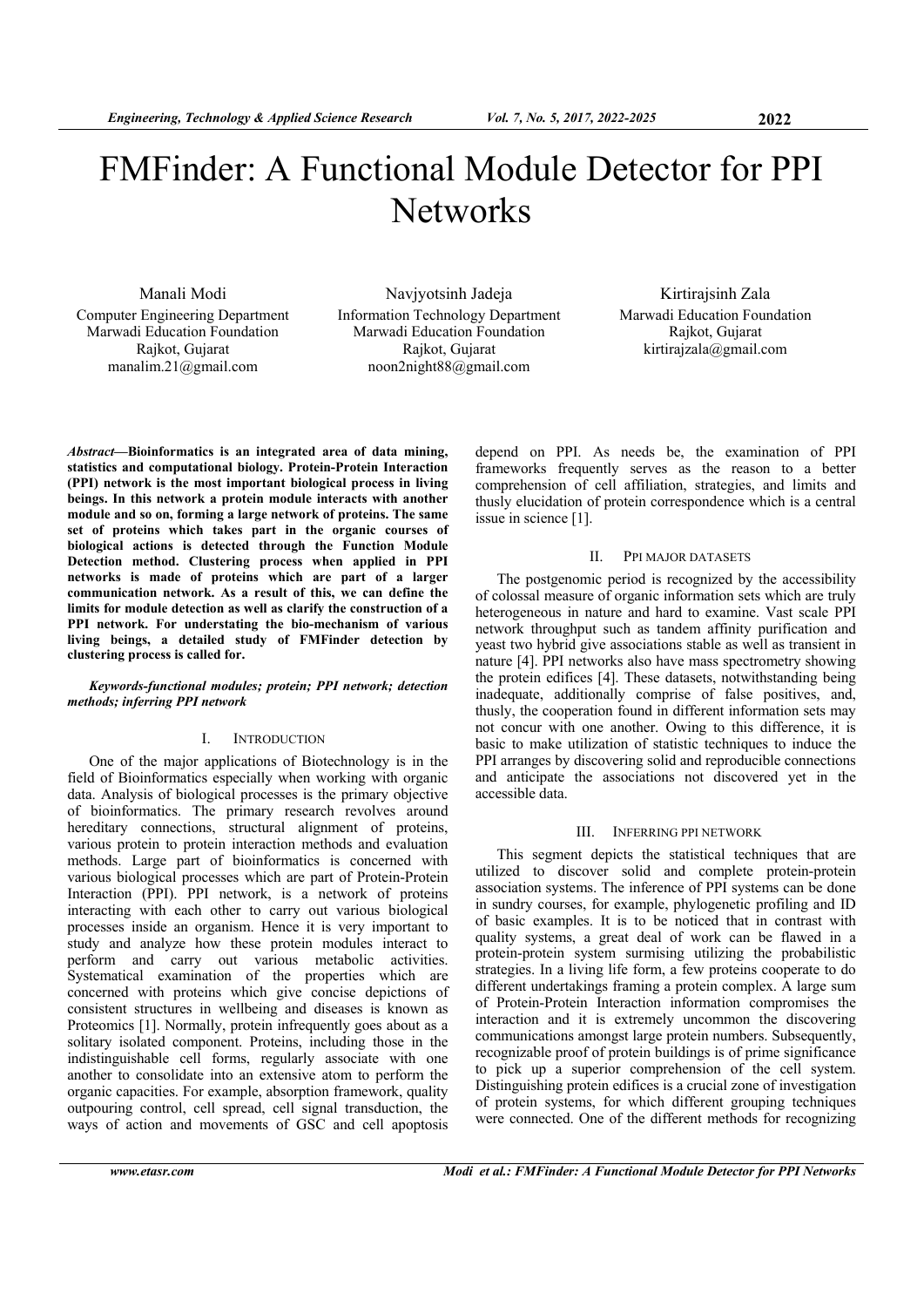# FMFinder: A Functional Module Detector for PPI Networks

Manali Modi
Computer Engineering Department
Marwadi Education Foundation
Rajkot, Gujarat
manalim.21@gmail.com

Navjyotsinh Jadeja
Information Technology Department
Marwadi Education Foundation
Rajkot, Gujarat
noon2night88@gmail.com

Kirtirajsinh Zala
Marwadi Education Foundation
Rajkot, Gujarat
kirtirajzala@gmail.com

***Abstract*—Bioinformatics is an integrated area of data mining, statistics and computational biology. Protein-Protein Interaction (PPI) network is the most important biological process in living beings. In this network a protein module interacts with another module and so on, forming a large network of proteins. The same set of proteins which takes part in the organic courses of biological actions is detected through the Function Module Detection method. Clustering process when applied in PPI networks is made of proteins which are part of a larger communication network. As a result of this, we can define the limits for module detection as well as clarify the construction of a PPI network. For understating the bio-mechanism of various living beings, a detailed study of FMFinder detection by clustering process is called for.**

***Keywords-functional modules; protein; PPI network; detection methods; inferring PPI network***

## I. Introduction

One of the major applications of Biotechnology is in the field of Bioinformatics especially when working with organic data. Analysis of biological processes is the primary objective of bioinformatics. The primary research revolves around hereditary connections, structural alignment of proteins, various protein to protein interaction methods and evaluation methods. Large part of bioinformatics is concerned with various biological processes which are part of Protein-Protein Interaction (PPI). PPI network, is a network of proteins interacting with each other to carry out various biological processes inside an organism. Hence it is very important to study and analyze how these protein modules interact to perform and carry out various metabolic activities. Systematical examination of the properties which are concerned with proteins which give concise depictions of consistent structures in wellbeing and diseases is known as Proteomics [1]. Normally, protein infrequently goes about as a solitary isolated component. Proteins, including those in the indistinguishable cell forms, regularly associate with one another to consolidate into an extensive atom to perform the organic capacities. For example, absorption framework, quality outpouring control, cell spread, cell signal transduction, the ways of action and movements of GSC and cell apoptosis depend on PPI. As needs be, the examination of PPI frameworks frequently serves as the reason to a better comprehension of cell affiliation, strategies, and limits and thusly elucidation of protein correspondence which is a central issue in science [1].

## II. PPI Major Datasets

The postgenomic period is recognized by the accessibility of colossal measure of organic information sets which are truly heterogeneous in nature and hard to examine. Vast scale PPI network throughput such as tandem affinity purification and yeast two hybrid give associations stable as well as transient in nature [4]. PPI networks also have mass spectrometry showing the protein edifices [4]. These datasets, notwithstanding being inadequate, additionally comprise of false positives, and, thusly, the cooperation found in different information sets may not concur with one another. Owing to this difference, it is basic to make utilization of statistic techniques to induce the PPI arranges by discovering solid and reproducible connections and anticipate the associations not discovered yet in the accessible data.

## III. Inferring PPI Network

This segment depicts the statistical techniques that are utilized to discover solid and complete protein-protein association systems. The inference of PPI systems can be done in sundry courses, for example, phylogenetic profiling and ID of basic examples. It is to be noticed that in contrast with quality systems, a great deal of work can be flawed in a protein-protein system surmising utilizing the probabilistic strategies. In a living life form, a few proteins cooperate to do different undertakings framing a protein complex. A large sum of Protein-Protein Interaction information compromises the interaction and it is extremely uncommon the discovering communications amongst large protein numbers. Subsequently, recognizable proof of protein buildings is of prime significance to pick up a superior comprehension of the cell system. Distinguishing protein edifices is a crucial zone of investigation of protein systems, for which different grouping techniques were connected. One of the different methods for recognizing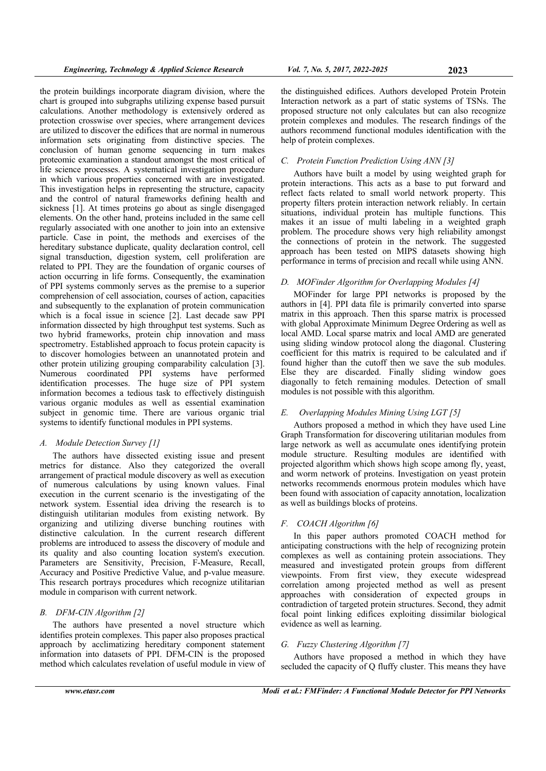the protein buildings incorporate diagram division, where the chart is grouped into subgraphs utilizing expense based pursuit calculations. Another methodology is extensively ordered as protection crosswise over species, where arrangement devices are utilized to discover the edifices that are normal in numerous information sets originating from distinctive species. The conclusion of human genome sequencing in turn makes proteomic examination a standout amongst the most critical of life science processes. A systematical investigation procedure in which various properties concerned with are investigated. This investigation helps in representing the structure, capacity and the control of natural frameworks defining health and sickness [1]. At times proteins go about as single disengaged elements. On the other hand, proteins included in the same cell regularly associated with one another to join into an extensive particle. Case in point, the methods and exercises of the hereditary substance duplicate, quality declaration control, cell signal transduction, digestion system, cell proliferation are related to PPI. They are the foundation of organic courses of action occurring in life forms. Consequently, the examination of PPI systems commonly serves as the premise to a superior comprehension of cell association, courses of action, capacities and subsequently to the explanation of protein communication which is a focal issue in science [2]. Last decade saw PPI information dissected by high throughput test systems. Such as two hybrid frameworks, protein chip innovation and mass spectrometry. Established approach to focus protein capacity is to discover homologies between an unannotated protein and other protein utilizing grouping comparability calculation [3]. Numerous coordinated PPI systems have performed identification processes. The huge size of PPI system information becomes a tedious task to effectively distinguish various organic modules as well as essential examination subject in genomic time. There are various organic trial systems to identify functional modules in PPI systems.

### *A. Module Detection Survey [1]*

The authors have dissected existing issue and present metrics for distance. Also they categorized the overall arrangement of practical module discovery as well as execution of numerous calculations by using known values. Final execution in the current scenario is the investigating of the network system. Essential idea driving the research is to distinguish utilitarian modules from existing network. By organizing and utilizing diverse bunching routines with distinctive calculation. In the current research different problems are introduced to assess the discovery of module and its quality and also counting location system's execution. Parameters are Sensitivity, Precision, F-Measure, Recall, Accuracy and Positive Predictive Value, and p-value measure. This research portrays procedures which recognize utilitarian module in comparison with current network.

### *B. DFM-CIN Algorithm [2]*

The authors have presented a novel structure which identifies protein complexes. This paper also proposes practical approach by acclimatizing hereditary component statement information into datasets of PPI. DFM-CIN is the proposed method which calculates revelation of useful module in view of the distinguished edifices. Authors developed Protein Protein Interaction network as a part of static systems of TSNs. The proposed structure not only calculates but can also recognize protein complexes and modules. The research findings of the authors recommend functional modules identification with the help of protein complexes.

### *C. Protein Function Prediction Using ANN [3]*

Authors have built a model by using weighted graph for protein interactions. This acts as a base to put forward and reflect facts related to small world network property. This property filters protein interaction network reliably. In certain situations, individual protein has multiple functions. This makes it an issue of multi labeling in a weighted graph problem. The procedure shows very high reliability amongst the connections of protein in the network. The suggested approach has been tested on MIPS datasets showing high performance in terms of precision and recall while using ANN.

### *D. MOFinder Algorithm for Overlapping Modules [4]*

MOFinder for large PPI networks is proposed by the authors in [4]. PPI data file is primarily converted into sparse matrix in this approach. Then this sparse matrix is processed with global Approximate Minimum Degree Ordering as well as local AMD. Local sparse matrix and local AMD are generated using sliding window protocol along the diagonal. Clustering coefficient for this matrix is required to be calculated and if found higher than the cutoff then we save the sub modules. Else they are discarded. Finally sliding window goes diagonally to fetch remaining modules. Detection of small modules is not possible with this algorithm.

### *E. Overlapping Modules Mining Using LGT [5]*

Authors proposed a method in which they have used Line Graph Transformation for discovering utilitarian modules from large network as well as accumulate ones identifying protein module structure. Resulting modules are identified with projected algorithm which shows high scope among fly, yeast, and worm network of proteins. Investigation on yeast protein networks recommends enormous protein modules which have been found with association of capacity annotation, localization as well as buildings blocks of proteins.

### *F. COACH Algorithm [6]*

In this paper authors promoted COACH method for anticipating constructions with the help of recognizing protein complexes as well as containing protein associations. They measured and investigated protein groups from different viewpoints. From first view, they execute widespread correlation among projected method as well as present approaches with consideration of expected groups in contradiction of targeted protein structures. Second, they admit focal point linking edifices exploiting dissimilar biological evidence as well as learning.

### *G. Fuzzy Clustering Algorithm [7]*

Authors have proposed a method in which they have secluded the capacity of Q fluffy cluster. This means they have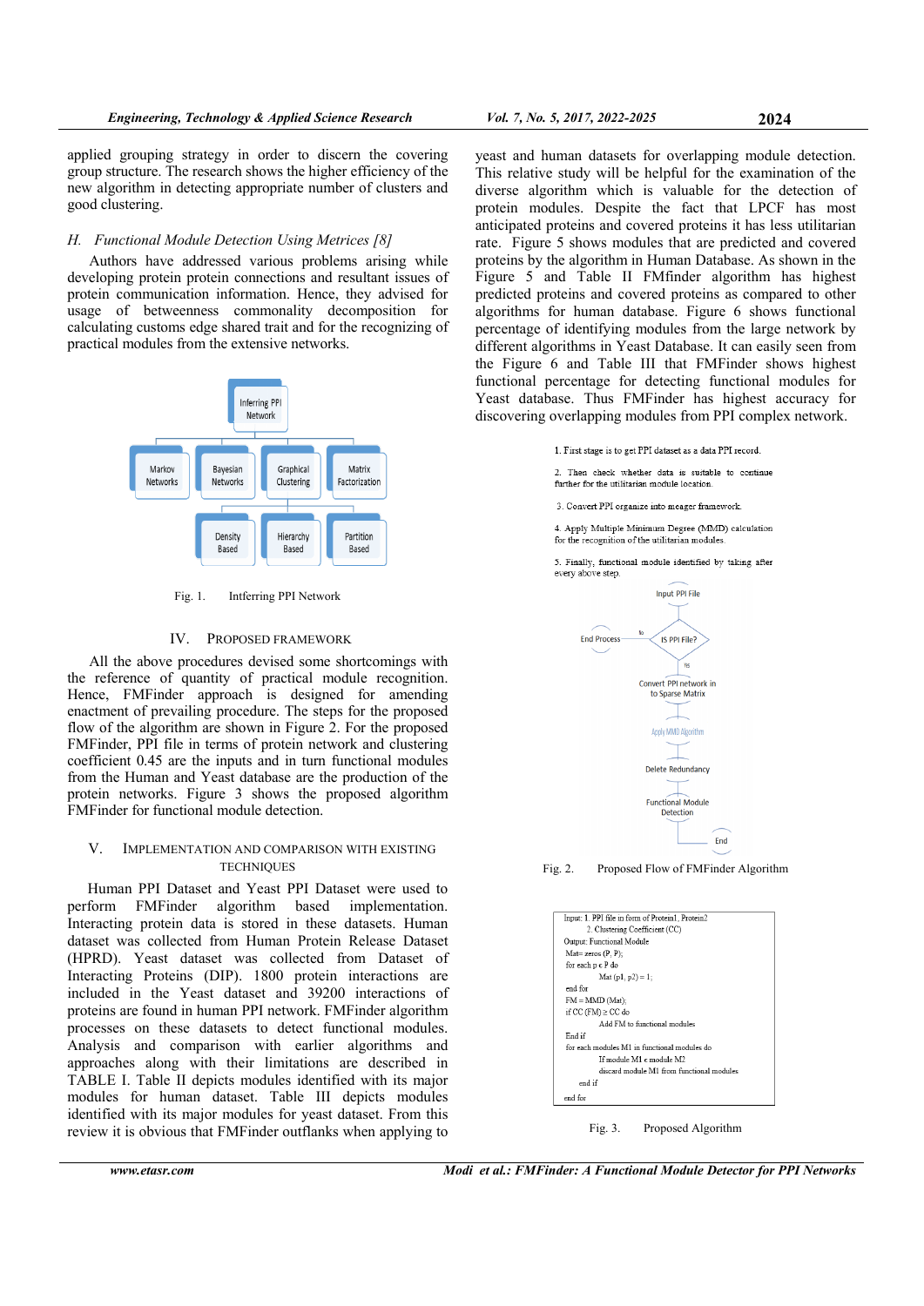applied grouping strategy in order to discern the covering group structure. The research shows the higher efficiency of the new algorithm in detecting appropriate number of clusters and good clustering.

### *H. Functional Module Detection Using Metrices [8]*

Authors have addressed various problems arising while developing protein protein connections and resultant issues of protein communication information. Hence, they advised for usage of betweenness commonality decomposition for calculating customs edge shared trait and for the recognizing of practical modules from the extensive networks.

Fig. 1. Intferring PPI Network

## IV. PROPOSED FRAMEWORK

All the above procedures devised some shortcomings with the reference of quantity of practical module recognition. Hence, FMFinder approach is designed for amending enactment of prevailing procedure. The steps for the proposed flow of the algorithm are shown in Figure 2. For the proposed FMFinder, PPI file in terms of protein network and clustering coefficient 0.45 are the inputs and in turn functional modules from the Human and Yeast database are the production of the protein networks. Figure 3 shows the proposed algorithm FMFinder for functional module detection.

## V. IMPLEMENTATION AND COMPARISON WITH EXISTING TECHNIQUES

Human PPI Dataset and Yeast PPI Dataset were used to perform FMFinder algorithm based implementation. Interacting protein data is stored in these datasets. Human dataset was collected from Human Protein Release Dataset (HPRD). Yeast dataset was collected from Dataset of Interacting Proteins (DIP). 1800 protein interactions are included in the Yeast dataset and 39200 interactions of proteins are found in human PPI network. FMFinder algorithm processes on these datasets to detect functional modules. Analysis and comparison with earlier algorithms and approaches along with their limitations are described in TABLE I. Table II depicts modules identified with its major modules for human dataset. Table III depicts modules identified with its major modules for yeast dataset. From this review it is obvious that FMFinder outflanks when applying to yeast and human datasets for overlapping module detection. This relative study will be helpful for the examination of the diverse algorithm which is valuable for the detection of protein modules. Despite the fact that LPCF has most anticipated proteins and covered proteins it has less utilitarian rate. Figure 5 shows modules that are predicted and covered proteins by the algorithm in Human Database. As shown in the Figure 5 and Table II FMfinder algorithm has highest predicted proteins and covered proteins as compared to other algorithms for human database. Figure 6 shows functional percentage of identifying modules from the large network by different algorithms in Yeast Database. It can easily seen from the Figure 6 and Table III that FMFinder shows highest functional percentage for detecting functional modules for Yeast database. Thus FMFinder has highest accuracy for discovering overlapping modules from PPI complex network.

1. First stage is to get PPI dataset as a data PPI record.

2. Then check whether data is suitable to continue further for the utilitarian module location.

3. Convert PPI organize into meager framework.

4. Apply Multiple Minimum Degree (MMD) calculation for the recognition of the utilitarian modules.

5. Finally, functional module identified by taking after every above step.

Fig. 2. Proposed Flow of FMFinder Algorithm

```
Input: 1. PPI file in form of Protein1, Protein2
       2. Clustering Coefficient (CC)
Output: Functional Module
Mat= zeros (P, P);
for each p ∈ P do
        Mat (p1, p2) = 1;
end for
FM = MMD (Mat);
if CC (FM) ≥ CC do
        Add FM to functional modules
End if
for each modules M1 in functional modules do
        If module M1 ∈ module M2
        discard module M1 from functional modules
    end if
end for
```

Fig. 3. Proposed Algorithm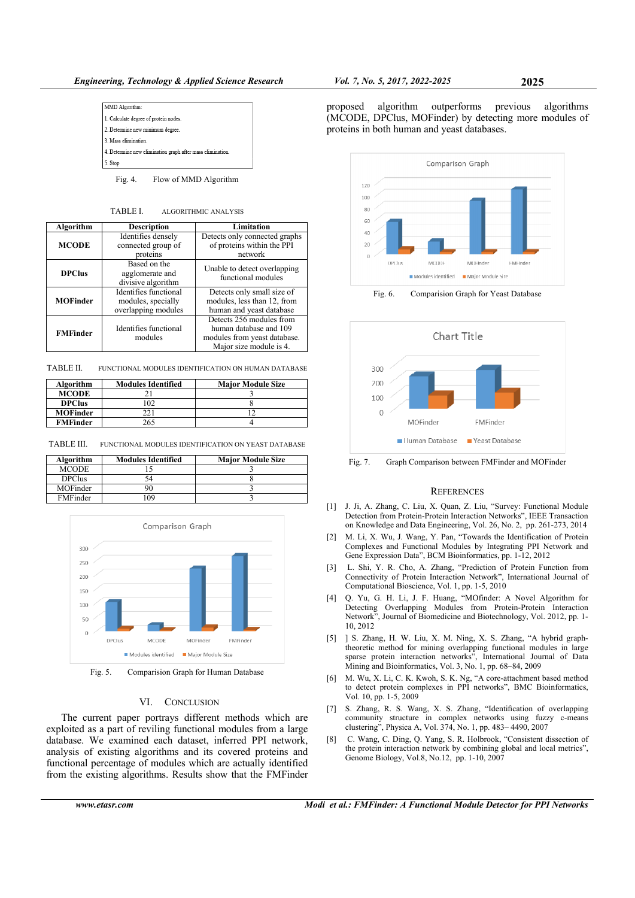MMD Algorithm:

1. Calculate degree of protein nodes.
2. Determine new minimum degree.
3. Mass elimination.
4. Determine new elimination graph after mass elimination.
5. Stop

Fig. 4. Flow of MMD Algorithm

TABLE I. ALGORITHMIC ANALYSIS

| Algorithm | Description | Limitation |
|---|---|---|
| **MCODE** | Identifies densely connected group of proteins | Detects only connected graphs of proteins within the PPI network |
| **DPClus** | Based on the agglomerate and divisive algorithm | Unable to detect overlapping functional modules |
| **MOFinder** | Identifies functional modules, specially overlapping modules | Detects only small size of modules, less than 12, from human and yeast database |
| **FMFinder** | Identifies functional modules | Detects 256 modules from human database and 109 modules from yeast database. Major size module is 4. |

TABLE II. FUNCTIONAL MODULES IDENTIFICATION ON HUMAN DATABASE

| Algorithm | Modules Identified | Major Module Size |
|---|---|---|
| **MCODE** | 21 | 3 |
| **DPClus** | 102 | 8 |
| **MOFinder** | 221 | 12 |
| **FMFinder** | 265 | 4 |

TABLE III. FUNCTIONAL MODULES IDENTIFICATION ON YEAST DATABASE

| Algorithm | Modules Identified | Major Module Size |
|---|---|---|
| MCODE | 15 | 3 |
| DPClus | 54 | 8 |
| MOFinder | 90 | 3 |
| FMFinder | 109 | 3 |

Comparison Graph

300
250
200
150
100
50
0

DPClus MCODE MOFinder FMFinder

Modules identified  Major Module Size

Fig. 5. Comparision Graph for Human Database

## VI. CONCLUSION

The current paper portrays different methods which are exploited as a part of reviling functional modules from a large database. We examined each dataset, inferred PPI network, analysis of existing algorithms and its covered proteins and functional percentage of modules which are actually identified from the existing algorithms. Results show that the FMFinder proposed algorithm outperforms previous algorithms (MCODE, DPClus, MOFinder) by detecting more modules of proteins in both human and yeast databases.

Comparison Graph

120
100
80
60
40
20
0

DPClus MCODE MOFinder FMFinder

Modules identified  Major Module Size

Fig. 6. Comparision Graph for Yeast Database

Chart Title

300
200
100
0

MOFinder FMFinder

Human Database  Yeast Database

Fig. 7. Graph Comparison between FMFinder and MOFinder

## REFERENCES

[1] J. Ji, A. Zhang, C. Liu, X. Quan, Z. Liu, "Survey: Functional Module Detection from Protein-Protein Interaction Networks", IEEE Transaction on Knowledge and Data Engineering, Vol. 26, No. 2, pp. 261-273, 2014

[2] M. Li, X. Wu, J. Wang, Y. Pan, "Towards the Identification of Protein Complexes and Functional Modules by Integrating PPI Network and Gene Expression Data", BCM Bioinformatics, pp. 1-12, 2012

[3] L. Shi, Y. R. Cho, A. Zhang, "Prediction of Protein Function from Connectivity of Protein Interaction Network", International Journal of Computational Bioscience, Vol. 1, pp. 1-5, 2010

[4] Q. Yu, G. H. Li, J. F. Huang, "MOfinder: A Novel Algorithm for Detecting Overlapping Modules from Protein-Protein Interaction Network", Journal of Biomedicine and Biotechnology, Vol. 2012, pp. 1-10, 2012

[5] ] S. Zhang, H. W. Liu, X. M. Ning, X. S. Zhang, "A hybrid graph-theoretic method for mining overlapping functional modules in large sparse protein interaction networks", International Journal of Data Mining and Bioinformatics, Vol. 3, No. 1, pp. 68–84, 2009

[6] M. Wu, X. Li, C. K. Kwoh, S. K. Ng, "A core-attachment based method to detect protein complexes in PPI networks", BMC Bioinformatics, Vol. 10, pp. 1-5, 2009

[7] S. Zhang, R. S. Wang, X. S. Zhang, "Identification of overlapping community structure in complex networks using fuzzy c-means clustering", Physica A, Vol. 374, No. 1, pp. 483– 4490, 2007

[8] C. Wang, C. Ding, Q. Yang, S. R. Holbrook, "Consistent dissection of the protein interaction network by combining global and local metrics", Genome Biology, Vol.8, No.12, pp. 1-10, 2007